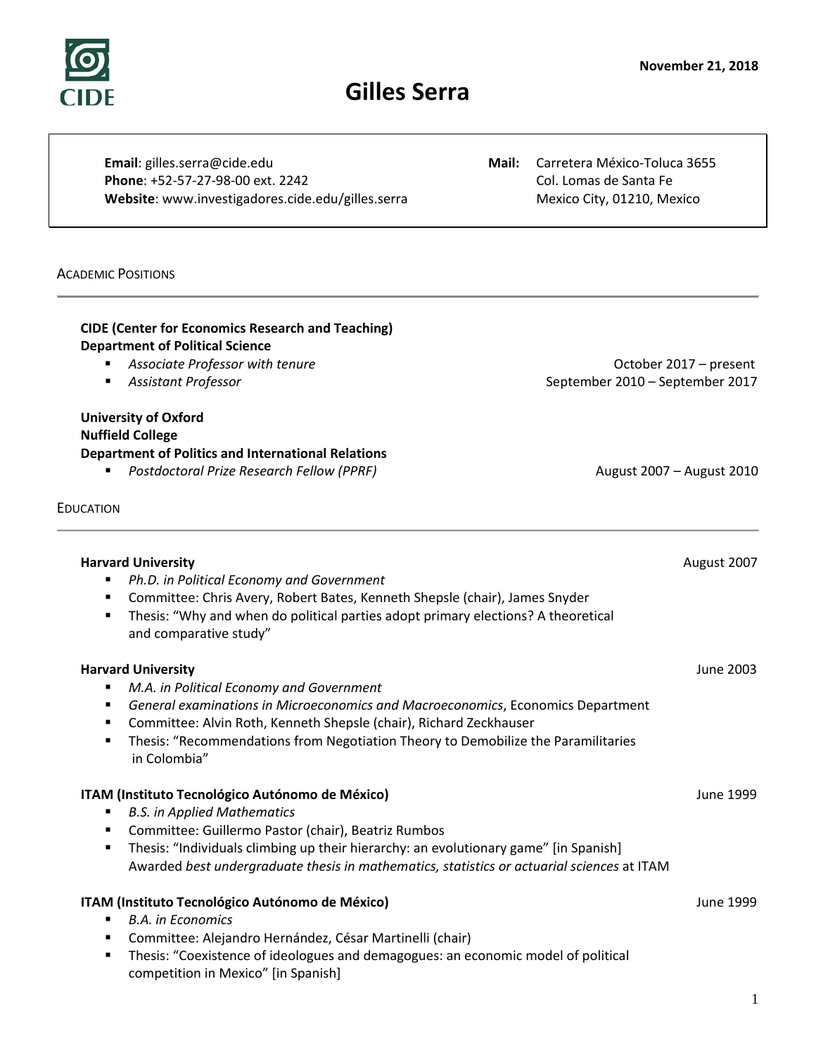November 21, 2018

# Gilles Serra

**Email**: gilles.serra@cide.edu
**Phone**: +52-57-27-98-00 ext. 2242
**Website**: www.investigadores.cide.edu/gilles.serra

**Mail:** Carretera México-Toluca 3655
Col. Lomas de Santa Fe
Mexico City, 01210, Mexico

## Academic Positions

**CIDE (Center for Economics Research and Teaching)**
**Department of Political Science**

- *Associate Professor with tenure* — October 2017 – present
- *Assistant Professor* — September 2010 – September 2017

**University of Oxford**
**Nuffield College**
**Department of Politics and International Relations**

- *Postdoctoral Prize Research Fellow (PPRF)* — August 2007 – August 2010

## Education

**Harvard University** — August 2007

- *Ph.D. in Political Economy and Government*
- Committee: Chris Avery, Robert Bates, Kenneth Shepsle (chair), James Snyder
- Thesis: "Why and when do political parties adopt primary elections? A theoretical and comparative study"

**Harvard University** — June 2003

- *M.A. in Political Economy and Government*
- *General examinations in Microeconomics and Macroeconomics*, Economics Department
- Committee: Alvin Roth, Kenneth Shepsle (chair), Richard Zeckhauser
- Thesis: "Recommendations from Negotiation Theory to Demobilize the Paramilitaries in Colombia"

**ITAM (Instituto Tecnológico Autónomo de México)** — June 1999

- *B.S. in Applied Mathematics*
- Committee: Guillermo Pastor (chair), Beatriz Rumbos
- Thesis: "Individuals climbing up their hierarchy: an evolutionary game" [in Spanish]
  Awarded *best undergraduate thesis in mathematics, statistics or actuarial sciences* at ITAM

**ITAM (Instituto Tecnológico Autónomo de México)** — June 1999

- *B.A. in Economics*
- Committee: Alejandro Hernández, César Martinelli (chair)
- Thesis: "Coexistence of ideologues and demagogues: an economic model of political competition in Mexico" [in Spanish]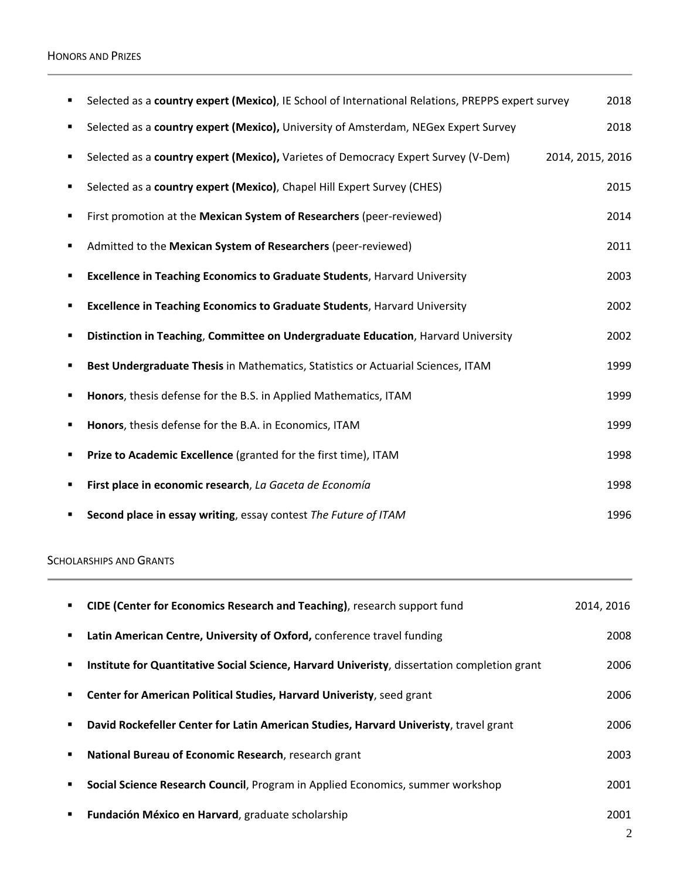## Honors and Prizes

- Selected as a **country expert (Mexico)**, IE School of International Relations, PREPPS expert survey — 2018
- Selected as a **country expert (Mexico),** University of Amsterdam, NEGex Expert Survey — 2018
- Selected as a **country expert (Mexico),** Varietes of Democracy Expert Survey (V-Dem) — 2014, 2015, 2016
- Selected as a **country expert (Mexico)**, Chapel Hill Expert Survey (CHES) — 2015
- First promotion at the **Mexican System of Researchers** (peer-reviewed) — 2014
- Admitted to the **Mexican System of Researchers** (peer-reviewed) — 2011
- **Excellence in Teaching Economics to Graduate Students**, Harvard University — 2003
- **Excellence in Teaching Economics to Graduate Students**, Harvard University — 2002
- **Distinction in Teaching**, **Committee on Undergraduate Education**, Harvard University — 2002
- **Best Undergraduate Thesis** in Mathematics, Statistics or Actuarial Sciences, ITAM — 1999
- **Honors**, thesis defense for the B.S. in Applied Mathematics, ITAM — 1999
- **Honors**, thesis defense for the B.A. in Economics, ITAM — 1999
- **Prize to Academic Excellence** (granted for the first time), ITAM — 1998
- **First place in economic research**, *La Gaceta de Economía* — 1998
- **Second place in essay writing**, essay contest *The Future of ITAM* — 1996

## Scholarships and Grants

- **CIDE (Center for Economics Research and Teaching)**, research support fund — 2014, 2016
- **Latin American Centre, University of Oxford,** conference travel funding — 2008
- **Institute for Quantitative Social Science, Harvard Univeristy**, dissertation completion grant — 2006
- **Center for American Political Studies, Harvard Univeristy**, seed grant — 2006
- **David Rockefeller Center for Latin American Studies, Harvard Univeristy**, travel grant — 2006
- **National Bureau of Economic Research**, research grant — 2003
- **Social Science Research Council**, Program in Applied Economics, summer workshop — 2001
- **Fundación México en Harvard**, graduate scholarship — 2001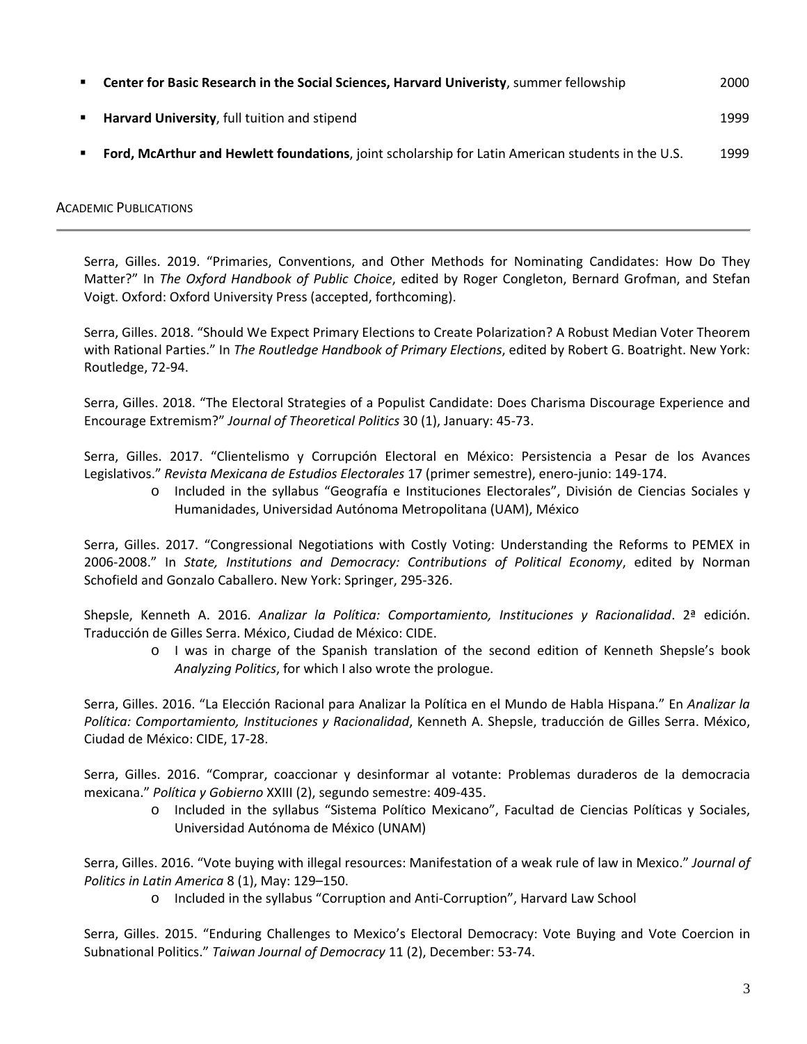- **Center for Basic Research in the Social Sciences, Harvard Univeristy**, summer fellowship 2000
- **Harvard University**, full tuition and stipend 1999
- **Ford, McArthur and Hewlett foundations**, joint scholarship for Latin American students in the U.S. 1999

## Academic Publications

Serra, Gilles. 2019. "Primaries, Conventions, and Other Methods for Nominating Candidates: How Do They Matter?" In *The Oxford Handbook of Public Choice*, edited by Roger Congleton, Bernard Grofman, and Stefan Voigt. Oxford: Oxford University Press (accepted, forthcoming).

Serra, Gilles. 2018. "Should We Expect Primary Elections to Create Polarization? A Robust Median Voter Theorem with Rational Parties." In *The Routledge Handbook of Primary Elections*, edited by Robert G. Boatright. New York: Routledge, 72-94.

Serra, Gilles. 2018. "The Electoral Strategies of a Populist Candidate: Does Charisma Discourage Experience and Encourage Extremism?" *Journal of Theoretical Politics* 30 (1), January: 45-73.

Serra, Gilles. 2017. "Clientelismo y Corrupción Electoral en México: Persistencia a Pesar de los Avances Legislativos." *Revista Mexicana de Estudios Electorales* 17 (primer semestre), enero-junio: 149-174.

- Included in the syllabus "Geografía e Instituciones Electorales", División de Ciencias Sociales y Humanidades, Universidad Autónoma Metropolitana (UAM), México

Serra, Gilles. 2017. "Congressional Negotiations with Costly Voting: Understanding the Reforms to PEMEX in 2006-2008." In *State, Institutions and Democracy: Contributions of Political Economy*, edited by Norman Schofield and Gonzalo Caballero. New York: Springer, 295-326.

Shepsle, Kenneth A. 2016. *Analizar la Política: Comportamiento, Instituciones y Racionalidad*. 2ª edición. Traducción de Gilles Serra. México, Ciudad de México: CIDE.

- I was in charge of the Spanish translation of the second edition of Kenneth Shepsle's book *Analyzing Politics*, for which I also wrote the prologue.

Serra, Gilles. 2016. "La Elección Racional para Analizar la Política en el Mundo de Habla Hispana." En *Analizar la Política: Comportamiento, Instituciones y Racionalidad*, Kenneth A. Shepsle, traducción de Gilles Serra. México, Ciudad de México: CIDE, 17-28.

Serra, Gilles. 2016. "Comprar, coaccionar y desinformar al votante: Problemas duraderos de la democracia mexicana." *Política y Gobierno* XXIII (2), segundo semestre: 409-435.

- Included in the syllabus "Sistema Político Mexicano", Facultad de Ciencias Políticas y Sociales, Universidad Autónoma de México (UNAM)

Serra, Gilles. 2016. "Vote buying with illegal resources: Manifestation of a weak rule of law in Mexico." *Journal of Politics in Latin America* 8 (1), May: 129–150.

- Included in the syllabus "Corruption and Anti-Corruption", Harvard Law School

Serra, Gilles. 2015. "Enduring Challenges to Mexico's Electoral Democracy: Vote Buying and Vote Coercion in Subnational Politics." *Taiwan Journal of Democracy* 11 (2), December: 53-74.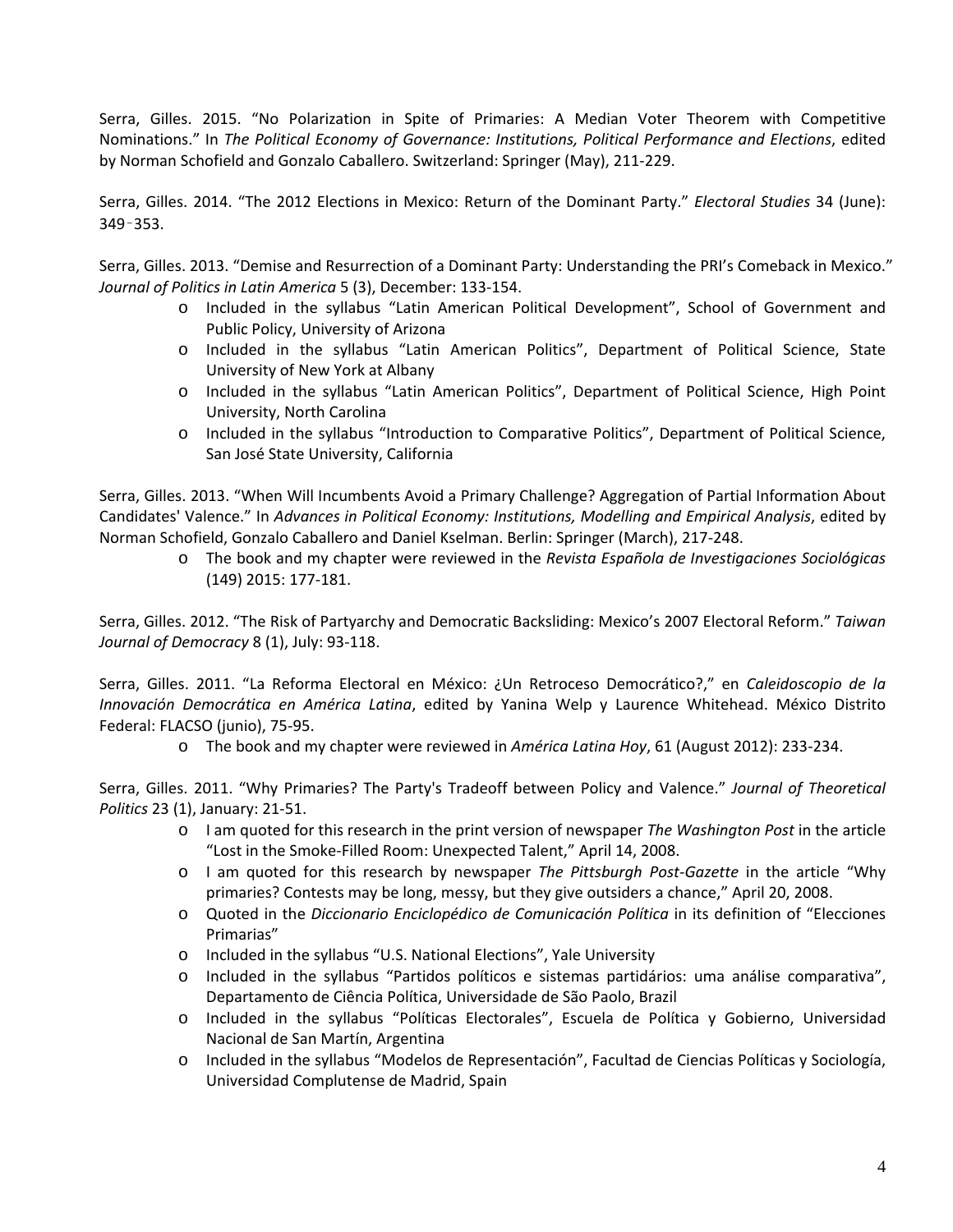Serra, Gilles. 2015. "No Polarization in Spite of Primaries: A Median Voter Theorem with Competitive Nominations." In *The Political Economy of Governance: Institutions, Political Performance and Elections*, edited by Norman Schofield and Gonzalo Caballero. Switzerland: Springer (May), 211-229.

Serra, Gilles. 2014. "The 2012 Elections in Mexico: Return of the Dominant Party." *Electoral Studies* 34 (June): 349‐353.

Serra, Gilles. 2013. "Demise and Resurrection of a Dominant Party: Understanding the PRI's Comeback in Mexico." *Journal of Politics in Latin America* 5 (3), December: 133-154.

- Included in the syllabus "Latin American Political Development", School of Government and Public Policy, University of Arizona
- Included in the syllabus "Latin American Politics", Department of Political Science, State University of New York at Albany
- Included in the syllabus "Latin American Politics", Department of Political Science, High Point University, North Carolina
- Included in the syllabus "Introduction to Comparative Politics", Department of Political Science, San José State University, California

Serra, Gilles. 2013. "When Will Incumbents Avoid a Primary Challenge? Aggregation of Partial Information About Candidates' Valence." In *Advances in Political Economy: Institutions, Modelling and Empirical Analysis*, edited by Norman Schofield, Gonzalo Caballero and Daniel Kselman. Berlin: Springer (March), 217-248.

- The book and my chapter were reviewed in the *Revista Española de Investigaciones Sociológicas* (149) 2015: 177-181.

Serra, Gilles. 2012. "The Risk of Partyarchy and Democratic Backsliding: Mexico's 2007 Electoral Reform." *Taiwan Journal of Democracy* 8 (1), July: 93-118.

Serra, Gilles. 2011. "La Reforma Electoral en México: ¿Un Retroceso Democrático?," en *Caleidoscopio de la Innovación Democrática en América Latina*, edited by Yanina Welp y Laurence Whitehead. México Distrito Federal: FLACSO (junio), 75-95.

- The book and my chapter were reviewed in *América Latina Hoy*, 61 (August 2012): 233-234.

Serra, Gilles. 2011. "Why Primaries? The Party's Tradeoff between Policy and Valence." *Journal of Theoretical Politics* 23 (1), January: 21-51.

- I am quoted for this research in the print version of newspaper *The Washington Post* in the article "Lost in the Smoke-Filled Room: Unexpected Talent," April 14, 2008.
- I am quoted for this research by newspaper *The Pittsburgh Post-Gazette* in the article "Why primaries? Contests may be long, messy, but they give outsiders a chance," April 20, 2008.
- Quoted in the *Diccionario Enciclopédico de Comunicación Política* in its definition of "Elecciones Primarias"
- Included in the syllabus "U.S. National Elections", Yale University
- Included in the syllabus "Partidos políticos e sistemas partidários: uma análise comparativa", Departamento de Ciência Política, Universidade de São Paolo, Brazil
- Included in the syllabus "Políticas Electorales", Escuela de Política y Gobierno, Universidad Nacional de San Martín, Argentina
- Included in the syllabus "Modelos de Representación", Facultad de Ciencias Políticas y Sociología, Universidad Complutense de Madrid, Spain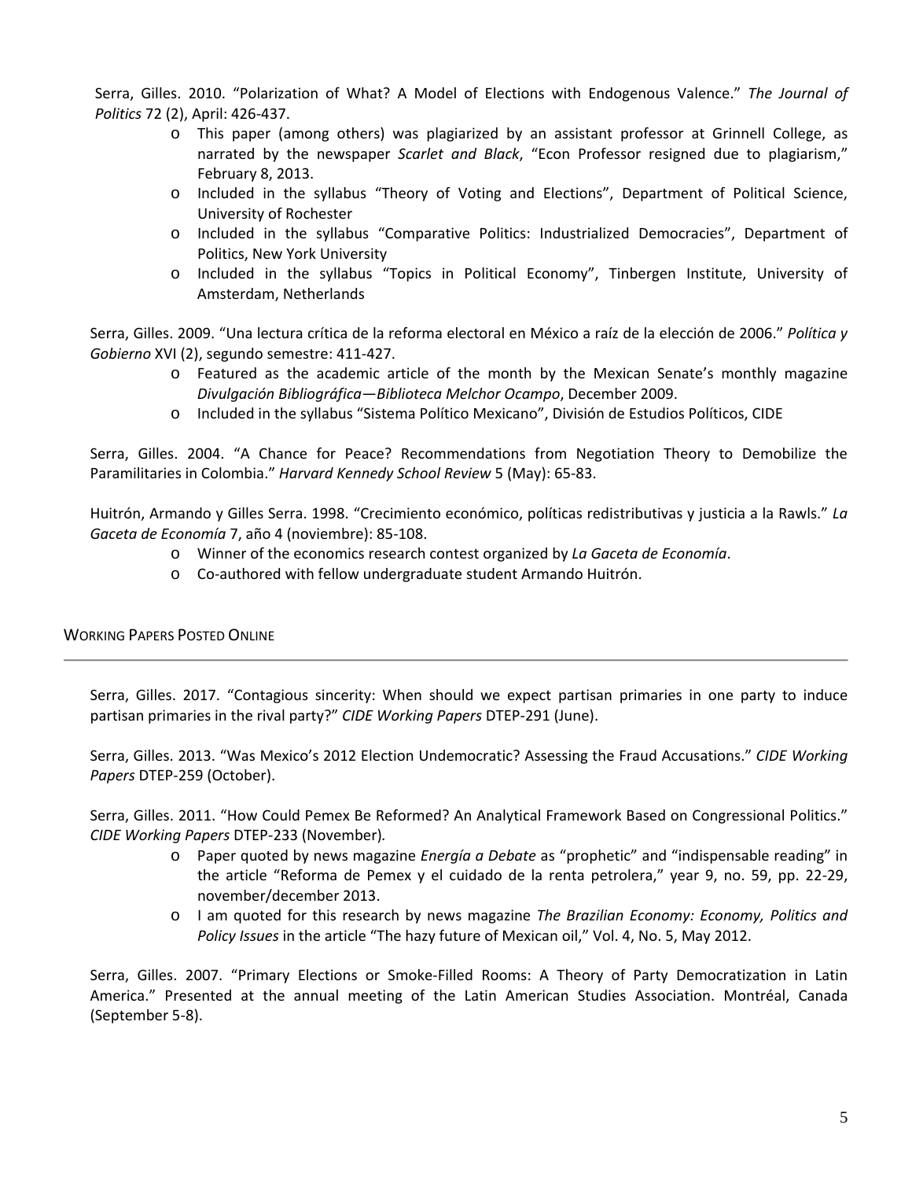Serra, Gilles. 2010. "Polarization of What? A Model of Elections with Endogenous Valence." *The Journal of Politics* 72 (2), April: 426-437.

- This paper (among others) was plagiarized by an assistant professor at Grinnell College, as narrated by the newspaper *Scarlet and Black*, "Econ Professor resigned due to plagiarism," February 8, 2013.
- Included in the syllabus "Theory of Voting and Elections", Department of Political Science, University of Rochester
- Included in the syllabus "Comparative Politics: Industrialized Democracies", Department of Politics, New York University
- Included in the syllabus "Topics in Political Economy", Tinbergen Institute, University of Amsterdam, Netherlands

Serra, Gilles. 2009. "Una lectura crítica de la reforma electoral en México a raíz de la elección de 2006." *Política y Gobierno* XVI (2), segundo semestre: 411-427.

- Featured as the academic article of the month by the Mexican Senate's monthly magazine *Divulgación Bibliográfica—Biblioteca Melchor Ocampo*, December 2009.
- Included in the syllabus "Sistema Político Mexicano", División de Estudios Políticos, CIDE

Serra, Gilles. 2004. "A Chance for Peace? Recommendations from Negotiation Theory to Demobilize the Paramilitaries in Colombia." *Harvard Kennedy School Review* 5 (May): 65-83.

Huitrón, Armando y Gilles Serra. 1998. "Crecimiento económico, políticas redistributivas y justicia a la Rawls." *La Gaceta de Economía* 7, año 4 (noviembre): 85-108.

- Winner of the economics research contest organized by *La Gaceta de Economía*.
- Co-authored with fellow undergraduate student Armando Huitrón.

## Working Papers Posted Online

Serra, Gilles. 2017. "Contagious sincerity: When should we expect partisan primaries in one party to induce partisan primaries in the rival party?" *CIDE Working Papers* DTEP-291 (June).

Serra, Gilles. 2013. "Was Mexico's 2012 Election Undemocratic? Assessing the Fraud Accusations." *CIDE Working Papers* DTEP-259 (October).

Serra, Gilles. 2011. "How Could Pemex Be Reformed? An Analytical Framework Based on Congressional Politics." *CIDE Working Papers* DTEP-233 (November).

- Paper quoted by news magazine *Energía a Debate* as "prophetic" and "indispensable reading" in the article "Reforma de Pemex y el cuidado de la renta petrolera," year 9, no. 59, pp. 22-29, november/december 2013.
- I am quoted for this research by news magazine *The Brazilian Economy: Economy, Politics and Policy Issues* in the article "The hazy future of Mexican oil," Vol. 4, No. 5, May 2012.

Serra, Gilles. 2007. "Primary Elections or Smoke-Filled Rooms: A Theory of Party Democratization in Latin America." Presented at the annual meeting of the Latin American Studies Association. Montréal, Canada (September 5-8).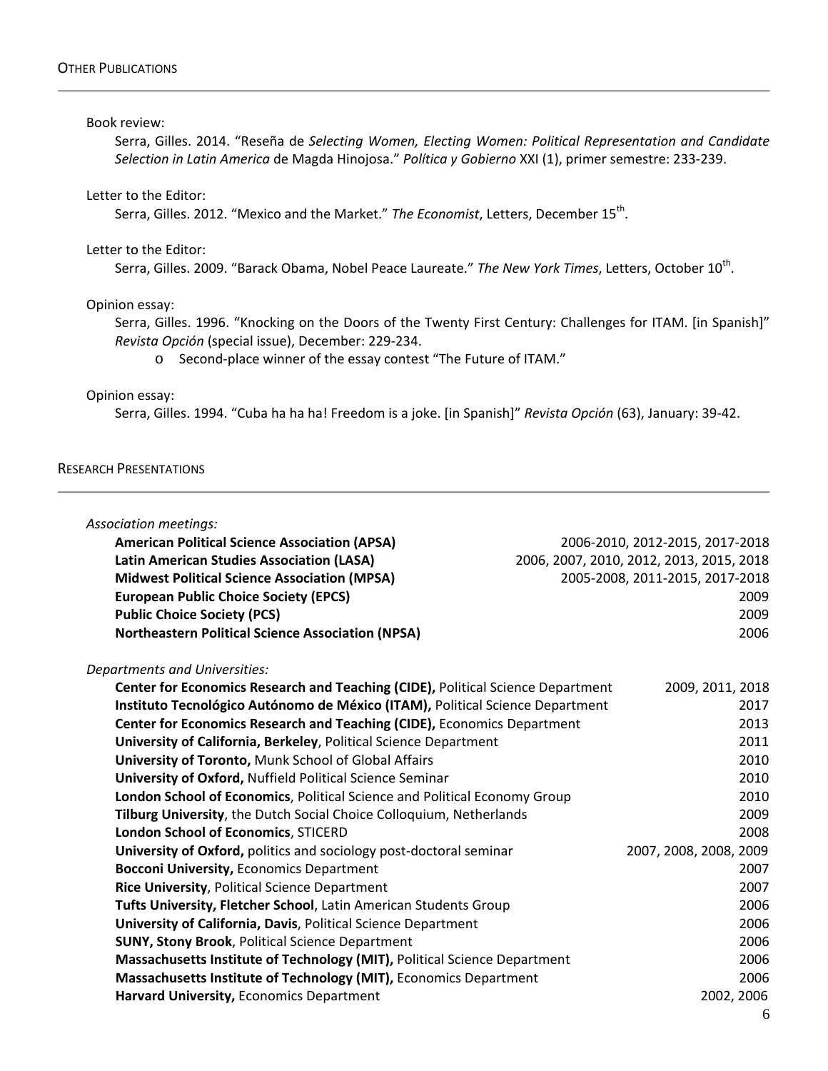## Other Publications

Book review:

Serra, Gilles. 2014. "Reseña de *Selecting Women, Electing Women: Political Representation and Candidate Selection in Latin America* de Magda Hinojosa." *Política y Gobierno* XXI (1), primer semestre: 233-239.

Letter to the Editor:

Serra, Gilles. 2012. "Mexico and the Market." *The Economist*, Letters, December 15th.

Letter to the Editor:

Serra, Gilles. 2009. "Barack Obama, Nobel Peace Laureate." *The New York Times*, Letters, October 10th.

Opinion essay:

Serra, Gilles. 1996. "Knocking on the Doors of the Twenty First Century: Challenges for ITAM. [in Spanish]" *Revista Opción* (special issue), December: 229-234.

- Second-place winner of the essay contest "The Future of ITAM."

Opinion essay:

Serra, Gilles. 1994. "Cuba ha ha ha! Freedom is a joke. [in Spanish]" *Revista Opción* (63), January: 39-42.

## Research Presentations

*Association meetings:*

| | |
|---|---|
| **American Political Science Association (APSA)** | 2006-2010, 2012-2015, 2017-2018 |
| **Latin American Studies Association (LASA)** | 2006, 2007, 2010, 2012, 2013, 2015, 2018 |
| **Midwest Political Science Association (MPSA)** | 2005-2008, 2011-2015, 2017-2018 |
| **European Public Choice Society (EPCS)** | 2009 |
| **Public Choice Society (PCS)** | 2009 |
| **Northeastern Political Science Association (NPSA)** | 2006 |

*Departments and Universities:*

| | |
|---|---|
| **Center for Economics Research and Teaching (CIDE),** Political Science Department | 2009, 2011, 2018 |
| **Instituto Tecnológico Autónomo de México (ITAM),** Political Science Department | 2017 |
| **Center for Economics Research and Teaching (CIDE),** Economics Department | 2013 |
| **University of California, Berkeley**, Political Science Department | 2011 |
| **University of Toronto,** Munk School of Global Affairs | 2010 |
| **University of Oxford,** Nuffield Political Science Seminar | 2010 |
| **London School of Economics**, Political Science and Political Economy Group | 2010 |
| **Tilburg University**, the Dutch Social Choice Colloquium, Netherlands | 2009 |
| **London School of Economics**, STICERD | 2008 |
| **University of Oxford,** politics and sociology post-doctoral seminar | 2007, 2008, 2008, 2009 |
| **Bocconi University,** Economics Department | 2007 |
| **Rice University**, Political Science Department | 2007 |
| **Tufts University, Fletcher School**, Latin American Students Group | 2006 |
| **University of California, Davis**, Political Science Department | 2006 |
| **SUNY, Stony Brook**, Political Science Department | 2006 |
| **Massachusetts Institute of Technology (MIT),** Political Science Department | 2006 |
| **Massachusetts Institute of Technology (MIT),** Economics Department | 2006 |
| **Harvard University,** Economics Department | 2002, 2006 |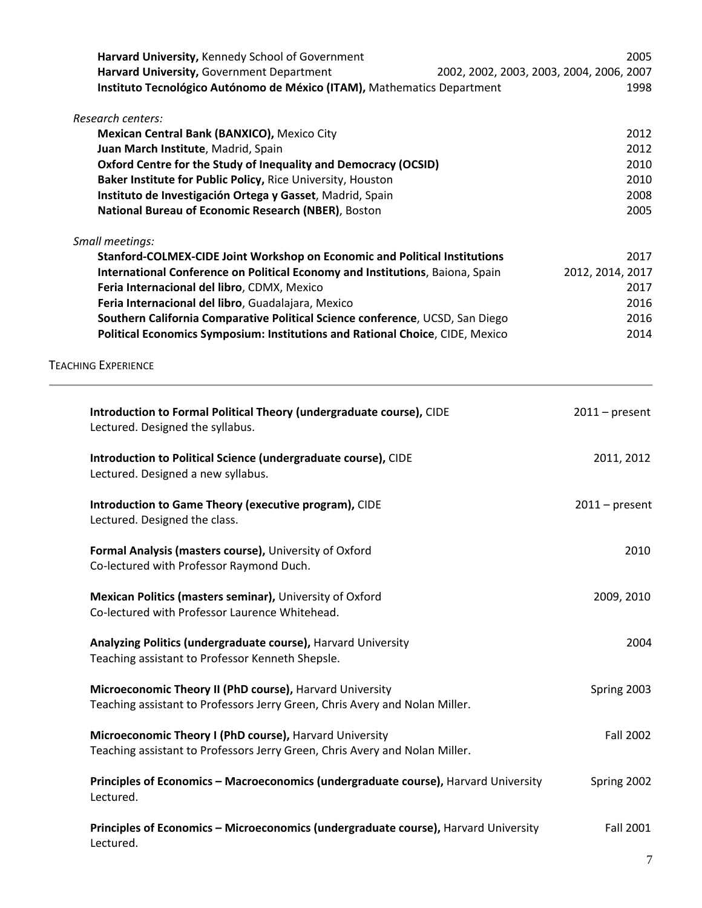**Harvard University,** Kennedy School of Government 2005
**Harvard University,** Government Department 2002, 2002, 2003, 2003, 2004, 2006, 2007
**Instituto Tecnológico Autónomo de México (ITAM),** Mathematics Department 1998

*Research centers:*

**Mexican Central Bank (BANXICO),** Mexico City 2012
**Juan March Institute**, Madrid, Spain 2012
**Oxford Centre for the Study of Inequality and Democracy (OCSID)** 2010
**Baker Institute for Public Policy,** Rice University, Houston 2010
**Instituto de Investigación Ortega y Gasset**, Madrid, Spain 2008
**National Bureau of Economic Research (NBER)**, Boston 2005

*Small meetings:*

**Stanford-COLMEX-CIDE Joint Workshop on Economic and Political Institutions** 2017
**International Conference on Political Economy and Institutions**, Baiona, Spain 2012, 2014, 2017
**Feria Internacional del libro**, CDMX, Mexico 2017
**Feria Internacional del libro**, Guadalajara, Mexico 2016
**Southern California Comparative Political Science conference**, UCSD, San Diego 2016
**Political Economics Symposium: Institutions and Rational Choice**, CIDE, Mexico 2014

## Teaching Experience

**Introduction to Formal Political Theory (undergraduate course),** CIDE 2011 – present
Lectured. Designed the syllabus.

**Introduction to Political Science (undergraduate course),** CIDE 2011, 2012
Lectured. Designed a new syllabus.

**Introduction to Game Theory (executive program),** CIDE 2011 – present
Lectured. Designed the class.

**Formal Analysis (masters course),** University of Oxford 2010
Co-lectured with Professor Raymond Duch.

**Mexican Politics (masters seminar),** University of Oxford 2009, 2010
Co-lectured with Professor Laurence Whitehead.

**Analyzing Politics (undergraduate course),** Harvard University 2004
Teaching assistant to Professor Kenneth Shepsle.

**Microeconomic Theory II (PhD course),** Harvard University Spring 2003
Teaching assistant to Professors Jerry Green, Chris Avery and Nolan Miller.

**Microeconomic Theory I (PhD course),** Harvard University Fall 2002
Teaching assistant to Professors Jerry Green, Chris Avery and Nolan Miller.

**Principles of Economics – Macroeconomics (undergraduate course),** Harvard University Spring 2002
Lectured.

**Principles of Economics – Microeconomics (undergraduate course),** Harvard University Fall 2001
Lectured.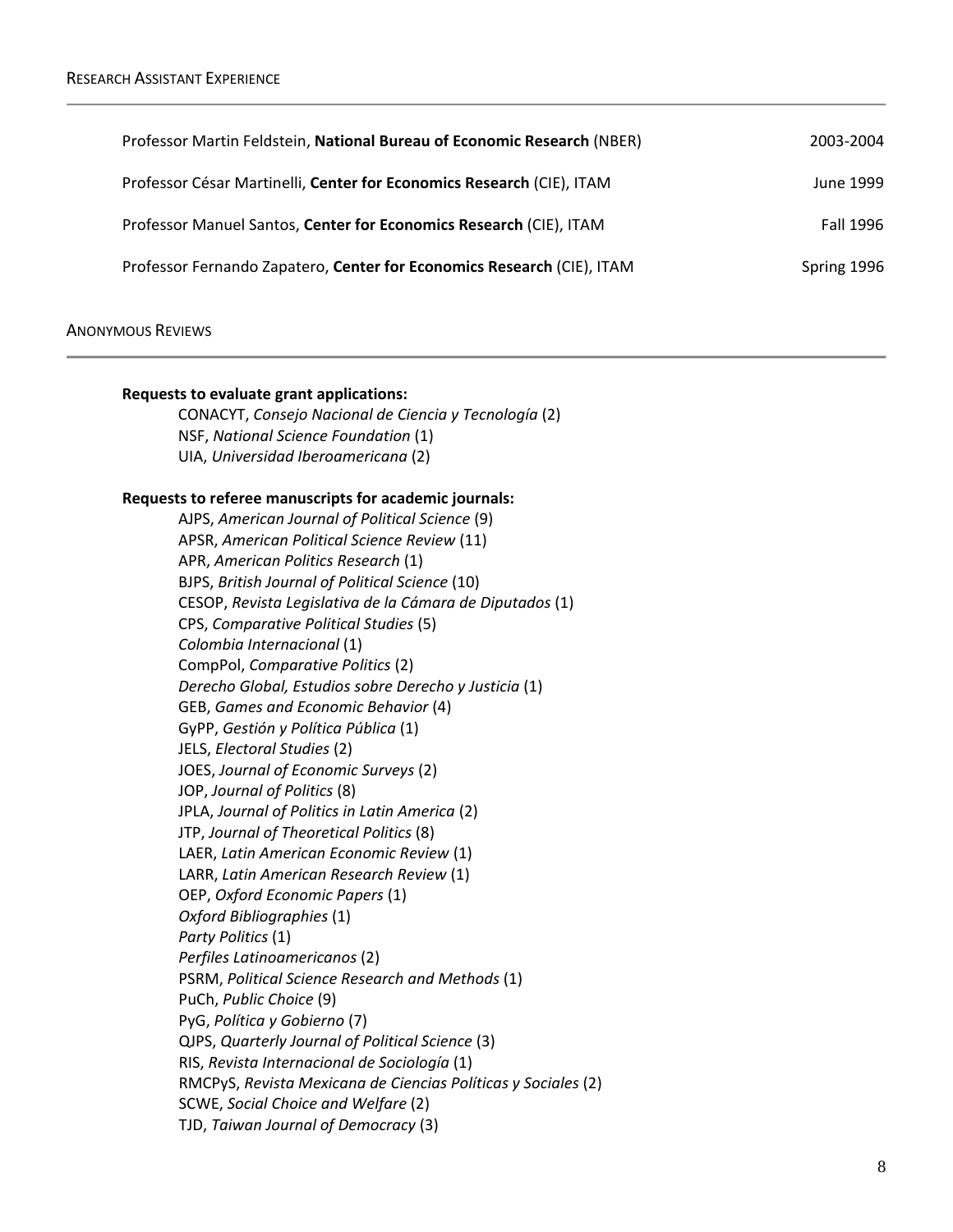## Research Assistant Experience

| | |
|---|---|
| Professor Martin Feldstein, **National Bureau of Economic Research** (NBER) | 2003-2004 |
| Professor César Martinelli, **Center for Economics Research** (CIE), ITAM | June 1999 |
| Professor Manuel Santos, **Center for Economics Research** (CIE), ITAM | Fall 1996 |
| Professor Fernando Zapatero, **Center for Economics Research** (CIE), ITAM | Spring 1996 |

## Anonymous Reviews

**Requests to evaluate grant applications:**

- CONACYT, *Consejo Nacional de Ciencia y Tecnología* (2)
- NSF, *National Science Foundation* (1)
- UIA, *Universidad Iberoamericana* (2)

**Requests to referee manuscripts for academic journals:**

- AJPS, *American Journal of Political Science* (9)
- APSR, *American Political Science Review* (11)
- APR, *American Politics Research* (1)
- BJPS, *British Journal of Political Science* (10)
- CESOP, *Revista Legislativa de la Cámara de Diputados* (1)
- CPS, *Comparative Political Studies* (5)
- *Colombia Internacional* (1)
- CompPol, *Comparative Politics* (2)
- *Derecho Global, Estudios sobre Derecho y Justicia* (1)
- GEB, *Games and Economic Behavior* (4)
- GyPP, *Gestión y Política Pública* (1)
- JELS, *Electoral Studies* (2)
- JOES, *Journal of Economic Surveys* (2)
- JOP, *Journal of Politics* (8)
- JPLA, *Journal of Politics in Latin America* (2)
- JTP, *Journal of Theoretical Politics* (8)
- LAER, *Latin American Economic Review* (1)
- LARR, *Latin American Research Review* (1)
- OEP, *Oxford Economic Papers* (1)
- *Oxford Bibliographies* (1)
- *Party Politics* (1)
- *Perfiles Latinoamericanos* (2)
- PSRM, *Political Science Research and Methods* (1)
- PuCh, *Public Choice* (9)
- PyG, *Política y Gobierno* (7)
- QJPS, *Quarterly Journal of Political Science* (3)
- RIS, *Revista Internacional de Sociología* (1)
- RMCPyS, *Revista Mexicana de Ciencias Políticas y Sociales* (2)
- SCWE, *Social Choice and Welfare* (2)
- TJD, *Taiwan Journal of Democracy* (3)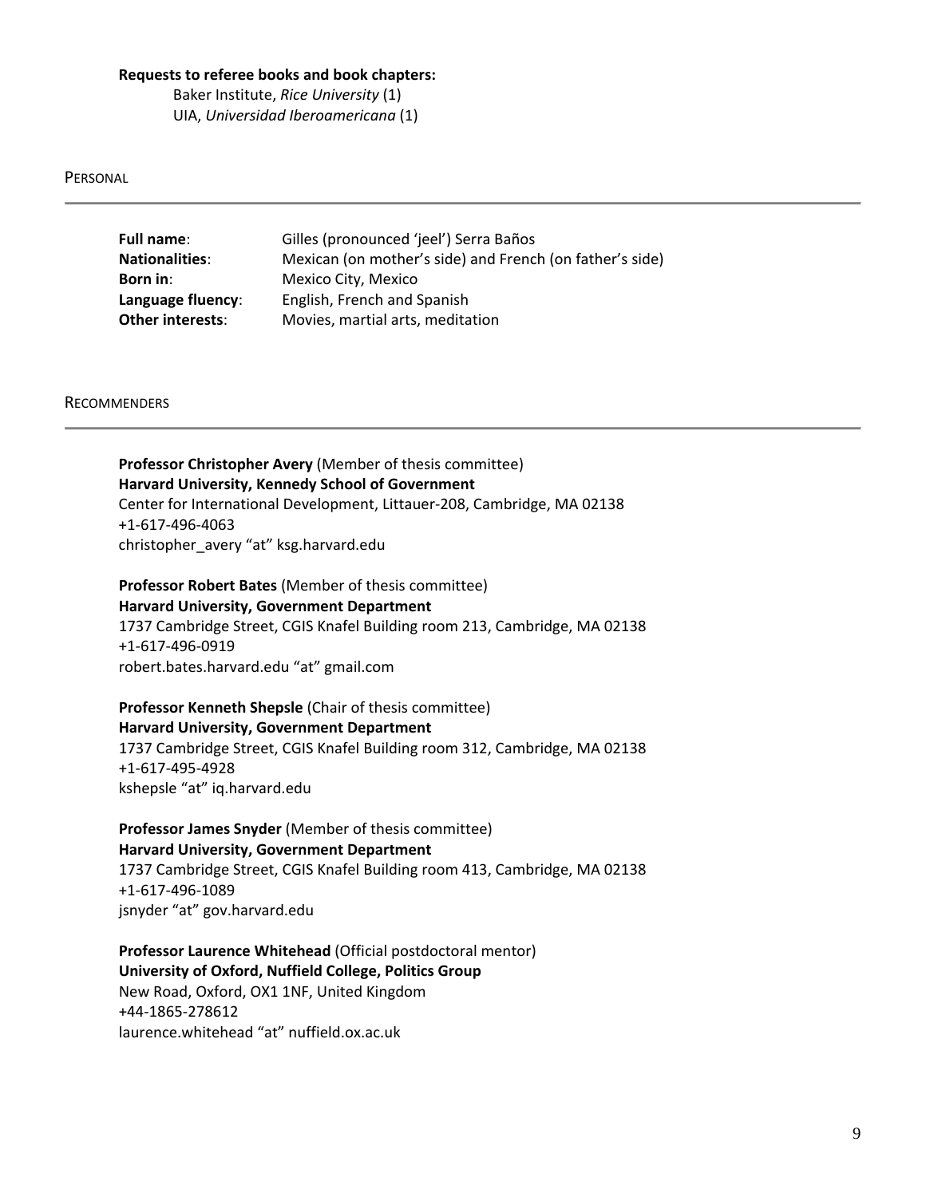**Requests to referee books and book chapters:**

Baker Institute, *Rice University* (1)
UIA, *Universidad Iberoamericana* (1)

## PERSONAL

| | |
|---|---|
| **Full name**: | Gilles (pronounced 'jeel') Serra Baños |
| **Nationalities**: | Mexican (on mother's side) and French (on father's side) |
| **Born in**: | Mexico City, Mexico |
| **Language fluency**: | English, French and Spanish |
| **Other interests**: | Movies, martial arts, meditation |

## RECOMMENDERS

**Professor Christopher Avery** (Member of thesis committee)
**Harvard University, Kennedy School of Government**
Center for International Development, Littauer-208, Cambridge, MA 02138
+1-617-496-4063
christopher_avery "at" ksg.harvard.edu

**Professor Robert Bates** (Member of thesis committee)
**Harvard University, Government Department**
1737 Cambridge Street, CGIS Knafel Building room 213, Cambridge, MA 02138
+1-617-496-0919
robert.bates.harvard.edu "at" gmail.com

**Professor Kenneth Shepsle** (Chair of thesis committee)
**Harvard University, Government Department**
1737 Cambridge Street, CGIS Knafel Building room 312, Cambridge, MA 02138
+1-617-495-4928
kshepsle "at" iq.harvard.edu

**Professor James Snyder** (Member of thesis committee)
**Harvard University, Government Department**
1737 Cambridge Street, CGIS Knafel Building room 413, Cambridge, MA 02138
+1-617-496-1089
jsnyder "at" gov.harvard.edu

**Professor Laurence Whitehead** (Official postdoctoral mentor)
**University of Oxford, Nuffield College, Politics Group**
New Road, Oxford, OX1 1NF, United Kingdom
+44-1865-278612
laurence.whitehead "at" nuffield.ox.ac.uk